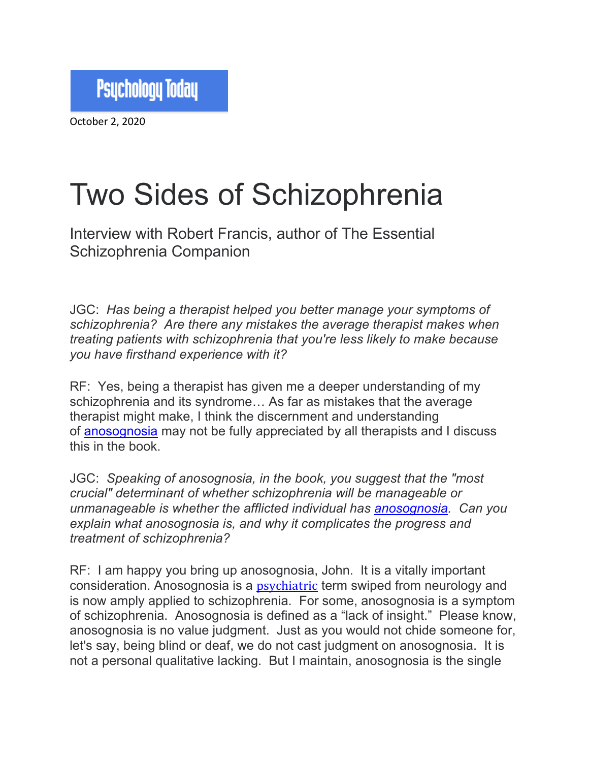Psychology Today

October 2, 2020

# Two Sides of Schizophrenia

## Interview with Robert Francis, author of The Essential Schizophrenia Companion

JGC: *Has being a therapist helped you better manage your symptoms of schizophrenia? Are there any mistakes the average therapist makes when treating patients with schizophrenia that you're less likely to make because you have firsthand experience with it?*

RF: Yes, being a therapist has given me a deeper understanding of my schizophrenia and its syndrome… As far as mistakes that the average therapist might make, I think the discernment and understanding of anosognosia may not be fully appreciated by all therapists and I discuss this in the book.

JGC: *Speaking of anosognosia, in the book, you suggest that the "most crucial" determinant of whether schizophrenia will be manageable or unmanageable is whether the afflicted individual has anosognosia. Can you explain what anosognosia is, and why it complicates the progress and treatment of schizophrenia?*

RF: I am happy you bring up anosognosia, John. It is a vitally important consideration. Anosognosia is a psychiatric term swiped from neurology and is now amply applied to schizophrenia. For some, anosognosia is a symptom of schizophrenia. Anosognosia is defined as a "lack of insight." Please know, anosognosia is no value judgment. Just as you would not chide someone for, let's say, being blind or deaf, we do not cast judgment on anosognosia. It is not a personal qualitative lacking. But I maintain, anosognosia is the single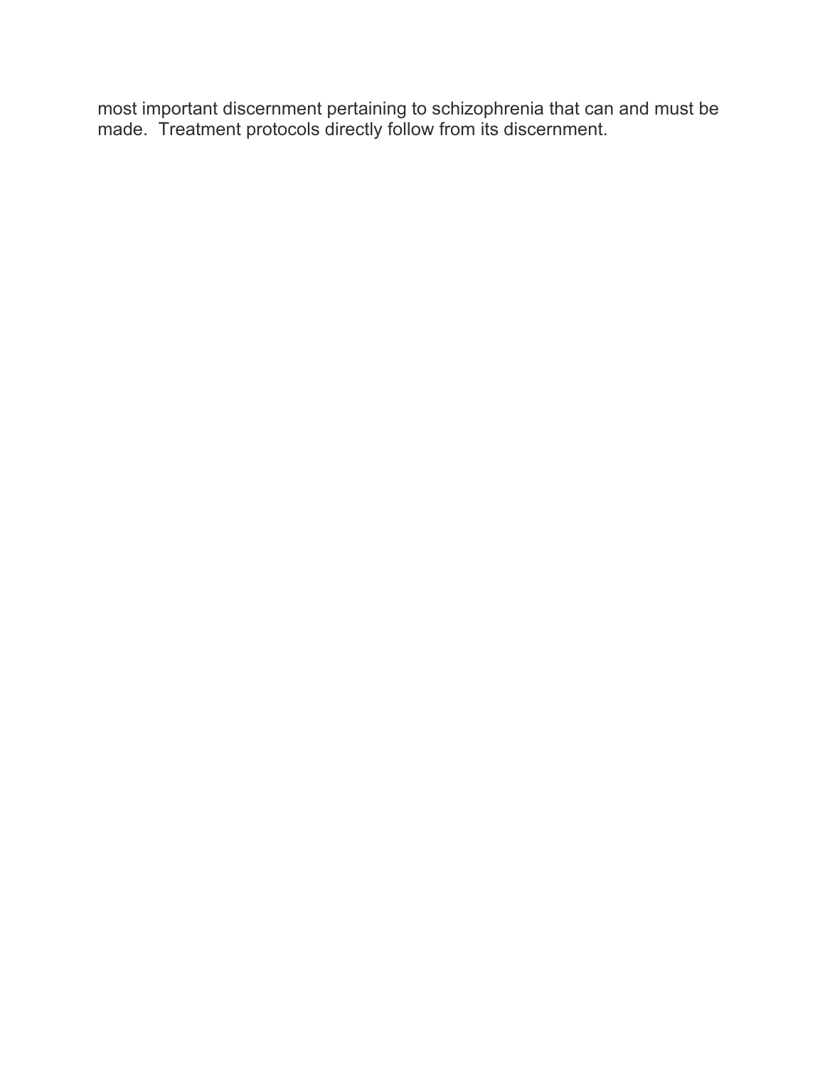most important discernment pertaining to schizophrenia that can and must be made.  Treatment protocols directly follow from its discernment.